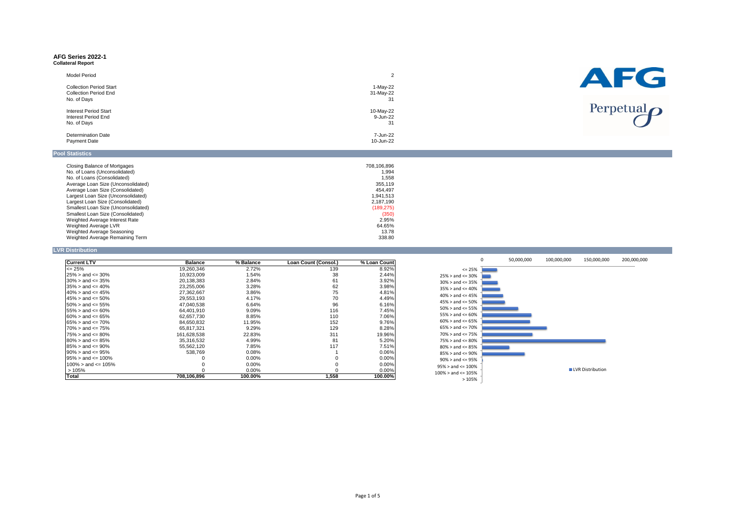# AFG Series 2022-1

**Collateral Report**

| | |
|---|---|
| Model Period | 2 |
| Collection Period Start | 1-May-22 |
| Collection Period End | 31-May-22 |
| No. of Days | 31 |
| Interest Period Start | 10-May-22 |
| Interest Period End | 9-Jun-22 |
| No. of Days | 31 |
| Determination Date | 7-Jun-22 |
| Payment Date | 10-Jun-22 |

## Pool Statistics

| | |
|---|---|
| Closing Balance of Mortgages | 708,106,896 |
| No. of Loans (Unconsolidated) | 1,994 |
| No. of Loans (Consolidated) | 1,558 |
| Average Loan Size (Unconsolidated) | 355,119 |
| Average Loan Size (Consolidated) | 454,497 |
| Largest Loan Size (Unconsolidated) | 1,941,513 |
| Largest Loan Size (Consolidated) | 2,187,190 |
| Smallest Loan Size (Unconsolidated) | (189,275) |
| Smallest Loan Size (Consolidated) | (350) |
| Weighted Average Interest Rate | 2.95% |
| Weighted Average LVR | 64.65% |
| Weighted Average Seasoning | 13.78 |
| Weighted Average Remaining Term | 338.80 |

## LVR Distribution

| Current LTV | Balance | % Balance | Loan Count (Consol.) | % Loan Count |
|---|---|---|---|---|
| <= 25% | 19,260,346 | 2.72% | 139 | 8.92% |
| 25% > and <= 30% | 10,923,009 | 1.54% | 38 | 2.44% |
| 30% > and <= 35% | 20,138,383 | 2.84% | 61 | 3.92% |
| 35% > and <= 40% | 23,255,006 | 3.28% | 62 | 3.98% |
| 40% > and <= 45% | 27,362,667 | 3.86% | 75 | 4.81% |
| 45% > and <= 50% | 29,553,193 | 4.17% | 70 | 4.49% |
| 50% > and <= 55% | 47,040,538 | 6.64% | 96 | 6.16% |
| 55% > and <= 60% | 64,401,910 | 9.09% | 116 | 7.45% |
| 60% > and <= 65% | 62,657,730 | 8.85% | 110 | 7.06% |
| 65% > and <= 70% | 84,650,832 | 11.95% | 152 | 9.76% |
| 70% > and <= 75% | 65,817,321 | 9.29% | 129 | 8.28% |
| 75% > and <= 80% | 161,628,538 | 22.83% | 311 | 19.96% |
| 80% > and <= 85% | 35,316,532 | 4.99% | 81 | 5.20% |
| 85% > and <= 90% | 55,562,120 | 7.85% | 117 | 7.51% |
| 90% > and <= 95% | 538,769 | 0.08% | 1 | 0.06% |
| 95% > and <= 100% | 0 | 0.00% | 0 | 0.00% |
| 100% > and <= 105% | 0 | 0.00% | 0 | 0.00% |
| > 105% | 0 | 0.00% | 0 | 0.00% |
| **Total** | **708,106,896** | **100.00%** | **1,558** | **100.00%** |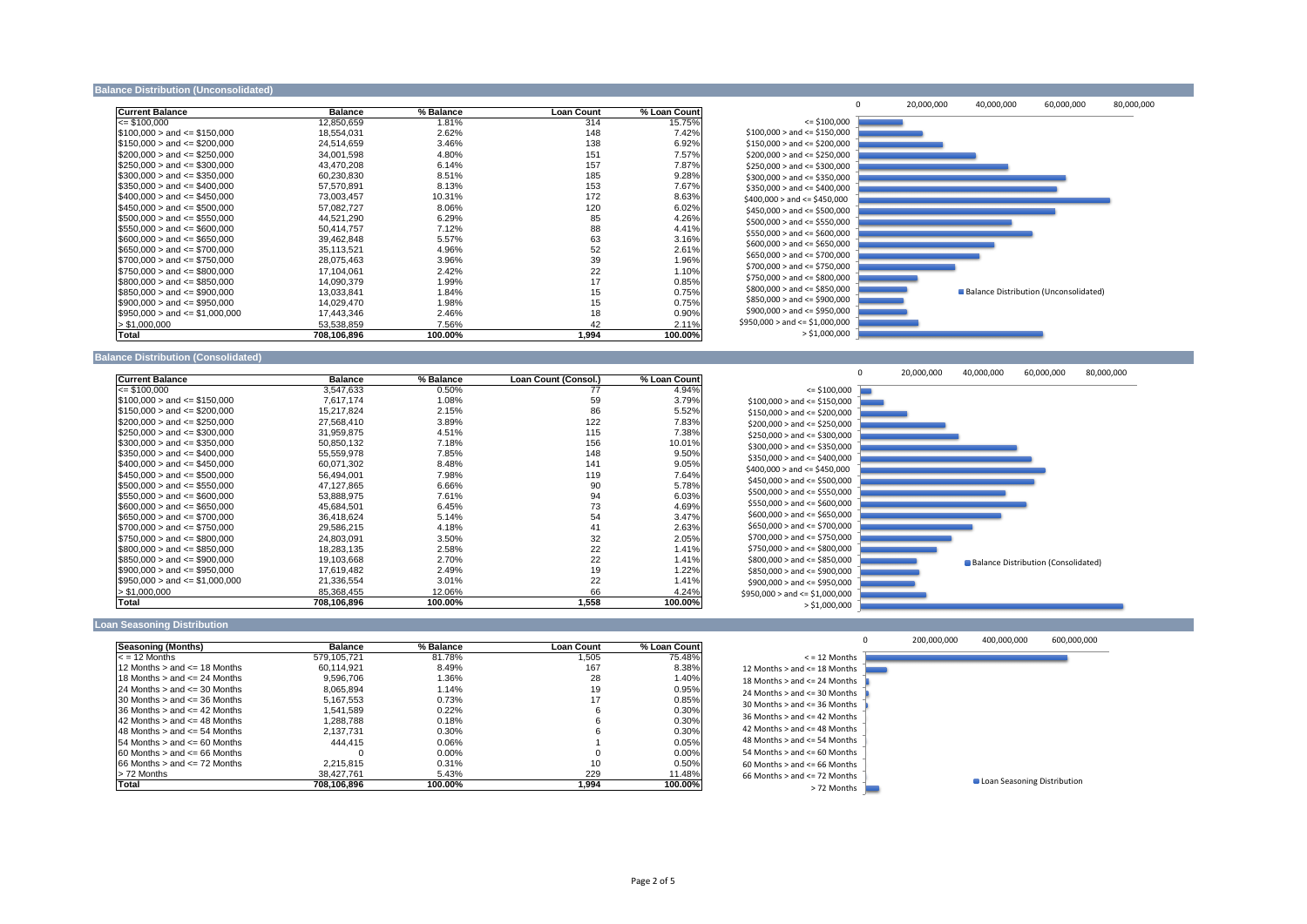## Balance Distribution (Unconsolidated)

| Current Balance | Balance | % Balance | Loan Count | % Loan Count |
|---|---|---|---|---|
| <= $100,000 | 12,850,659 | 1.81% | 314 | 15.75% |
| $100,000 > and <= $150,000 | 18,554,031 | 2.62% | 148 | 7.42% |
| $150,000 > and <= $200,000 | 24,514,659 | 3.46% | 138 | 6.92% |
| $200,000 > and <= $250,000 | 34,001,598 | 4.80% | 151 | 7.57% |
| $250,000 > and <= $300,000 | 43,470,208 | 6.14% | 157 | 7.87% |
| $300,000 > and <= $350,000 | 60,230,830 | 8.51% | 185 | 9.28% |
| $350,000 > and <= $400,000 | 57,570,891 | 8.13% | 153 | 7.67% |
| $400,000 > and <= $450,000 | 73,003,457 | 10.31% | 172 | 8.63% |
| $450,000 > and <= $500,000 | 57,082,727 | 8.06% | 120 | 6.02% |
| $500,000 > and <= $550,000 | 44,521,290 | 6.29% | 85 | 4.26% |
| $550,000 > and <= $600,000 | 50,414,757 | 7.12% | 88 | 4.41% |
| $600,000 > and <= $650,000 | 39,462,848 | 5.57% | 63 | 3.16% |
| $650,000 > and <= $700,000 | 35,113,521 | 4.96% | 52 | 2.61% |
| $700,000 > and <= $750,000 | 28,075,463 | 3.96% | 39 | 1.96% |
| $750,000 > and <= $800,000 | 17,104,061 | 2.42% | 22 | 1.10% |
| $800,000 > and <= $850,000 | 14,090,379 | 1.99% | 17 | 0.85% |
| $850,000 > and <= $900,000 | 13,033,841 | 1.84% | 15 | 0.75% |
| $900,000 > and <= $950,000 | 14,029,470 | 1.98% | 15 | 0.75% |
| $950,000 > and <= $1,000,000 | 17,443,346 | 2.46% | 18 | 0.90% |
| > $1,000,000 | 53,538,859 | 7.56% | 42 | 2.11% |
| **Total** | **708,106,896** | **100.00%** | **1,994** | **100.00%** |

## Balance Distribution (Consolidated)

| Current Balance | Balance | % Balance | Loan Count (Consol.) | % Loan Count |
|---|---|---|---|---|
| <= $100,000 | 3,547,633 | 0.50% | 77 | 4.94% |
| $100,000 > and <= $150,000 | 7,617,174 | 1.08% | 59 | 3.79% |
| $150,000 > and <= $200,000 | 15,217,824 | 2.15% | 86 | 5.52% |
| $200,000 > and <= $250,000 | 27,568,410 | 3.89% | 122 | 7.83% |
| $250,000 > and <= $300,000 | 31,959,875 | 4.51% | 115 | 7.38% |
| $300,000 > and <= $350,000 | 50,850,132 | 7.18% | 156 | 10.01% |
| $350,000 > and <= $400,000 | 55,559,978 | 7.85% | 148 | 9.50% |
| $400,000 > and <= $450,000 | 60,071,302 | 8.48% | 141 | 9.05% |
| $450,000 > and <= $500,000 | 56,494,001 | 7.98% | 119 | 7.64% |
| $500,000 > and <= $550,000 | 47,127,865 | 6.66% | 90 | 5.78% |
| $550,000 > and <= $600,000 | 53,888,975 | 7.61% | 94 | 6.03% |
| $600,000 > and <= $650,000 | 45,684,501 | 6.45% | 73 | 4.69% |
| $650,000 > and <= $700,000 | 36,418,624 | 5.14% | 54 | 3.47% |
| $700,000 > and <= $750,000 | 29,586,215 | 4.18% | 41 | 2.63% |
| $750,000 > and <= $800,000 | 24,803,091 | 3.50% | 32 | 2.05% |
| $800,000 > and <= $850,000 | 18,283,135 | 2.58% | 22 | 1.41% |
| $850,000 > and <= $900,000 | 19,103,668 | 2.70% | 22 | 1.41% |
| $900,000 > and <= $950,000 | 17,619,482 | 2.49% | 19 | 1.22% |
| $950,000 > and <= $1,000,000 | 21,336,554 | 3.01% | 22 | 1.41% |
| > $1,000,000 | 85,368,455 | 12.06% | 66 | 4.24% |
| **Total** | **708,106,896** | **100.00%** | **1,558** | **100.00%** |

## Loan Seasoning Distribution

| Seasoning (Months) | Balance | % Balance | Loan Count | % Loan Count |
|---|---|---|---|---|
| < = 12 Months | 579,105,721 | 81.78% | 1,505 | 75.48% |
| 12 Months > and <= 18 Months | 60,114,921 | 8.49% | 167 | 8.38% |
| 18 Months > and <= 24 Months | 9,596,706 | 1.36% | 28 | 1.40% |
| 24 Months > and <= 30 Months | 8,065,894 | 1.14% | 19 | 0.95% |
| 30 Months > and <= 36 Months | 5,167,553 | 0.73% | 17 | 0.85% |
| 36 Months > and <= 42 Months | 1,541,589 | 0.22% | 6 | 0.30% |
| 42 Months > and <= 48 Months | 1,288,788 | 0.18% | 6 | 0.30% |
| 48 Months > and <= 54 Months | 2,137,731 | 0.30% | 6 | 0.30% |
| 54 Months > and <= 60 Months | 444,415 | 0.06% | 1 | 0.05% |
| 60 Months > and <= 66 Months | 0 | 0.00% | 0 | 0.00% |
| 66 Months > and <= 72 Months | 2,215,815 | 0.31% | 10 | 0.50% |
| > 72 Months | 38,427,761 | 5.43% | 229 | 11.48% |
| **Total** | **708,106,896** | **100.00%** | **1,994** | **100.00%** |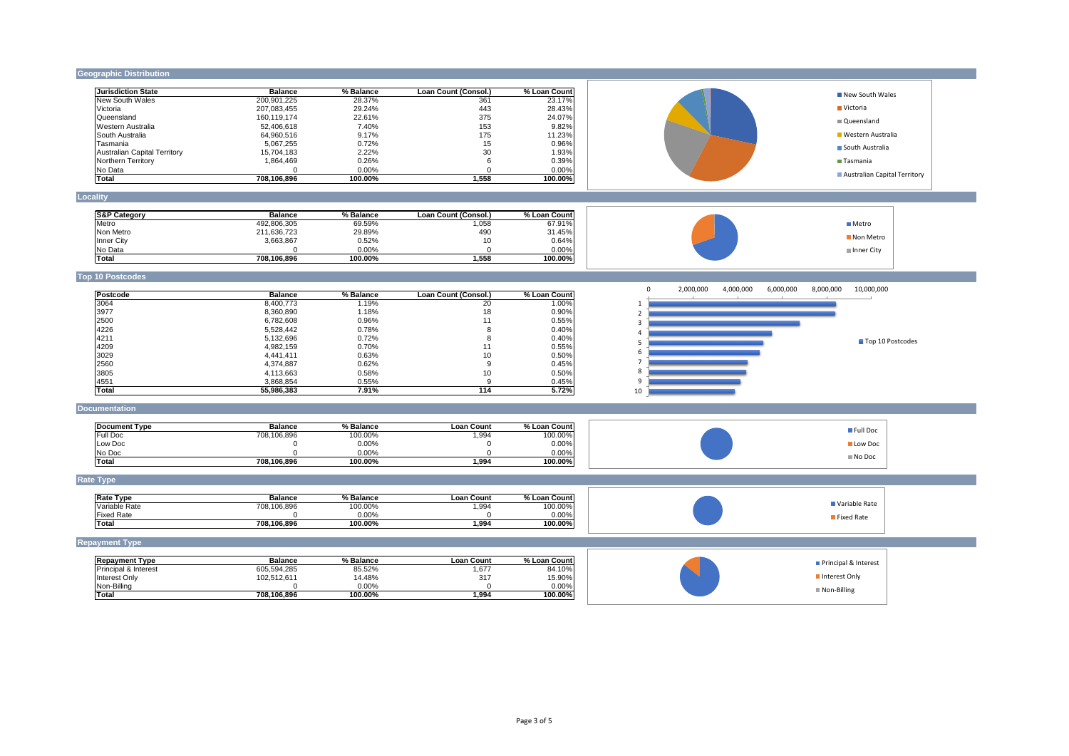## Geographic Distribution

| Jurisdiction State | Balance | % Balance | Loan Count (Consol.) | % Loan Count |
|---|---|---|---|---|
| New South Wales | 200,901,225 | 28.37% | 361 | 23.17% |
| Victoria | 207,083,455 | 29.24% | 443 | 28.43% |
| Queensland | 160,119,174 | 22.61% | 375 | 24.07% |
| Western Australia | 52,406,618 | 7.40% | 153 | 9.82% |
| South Australia | 64,960,516 | 9.17% | 175 | 11.23% |
| Tasmania | 5,067,255 | 0.72% | 15 | 0.96% |
| Australian Capital Territory | 15,704,183 | 2.22% | 30 | 1.93% |
| Northern Territory | 1,864,469 | 0.26% | 6 | 0.39% |
| No Data | 0 | 0.00% | 0 | 0.00% |
| **Total** | **708,106,896** | **100.00%** | **1,558** | **100.00%** |

## Locality

| S&P Category | Balance | % Balance | Loan Count (Consol.) | % Loan Count |
|---|---|---|---|---|
| Metro | 492,806,305 | 69.59% | 1,058 | 67.91% |
| Non Metro | 211,636,723 | 29.89% | 490 | 31.45% |
| Inner City | 3,663,867 | 0.52% | 10 | 0.64% |
| No Data | 0 | 0.00% | 0 | 0.00% |
| **Total** | **708,106,896** | **100.00%** | **1,558** | **100.00%** |

## Top 10 Postcodes

| Postcode | Balance | % Balance | Loan Count (Consol.) | % Loan Count |
|---|---|---|---|---|
| 3064 | 8,400,773 | 1.19% | 20 | 1.00% |
| 3977 | 8,360,890 | 1.18% | 18 | 0.90% |
| 2500 | 6,782,608 | 0.96% | 11 | 0.55% |
| 4226 | 5,528,442 | 0.78% | 8 | 0.40% |
| 4211 | 5,132,696 | 0.72% | 8 | 0.40% |
| 4209 | 4,982,159 | 0.70% | 11 | 0.55% |
| 3029 | 4,441,411 | 0.63% | 10 | 0.50% |
| 2560 | 4,374,887 | 0.62% | 9 | 0.45% |
| 3805 | 4,113,663 | 0.58% | 10 | 0.50% |
| 4551 | 3,868,854 | 0.55% | 9 | 0.45% |
| **Total** | **55,986,383** | **7.91%** | **114** | **5.72%** |

## Documentation

| Document Type | Balance | % Balance | Loan Count | % Loan Count |
|---|---|---|---|---|
| Full Doc | 708,106,896 | 100.00% | 1,994 | 100.00% |
| Low Doc | 0 | 0.00% | 0 | 0.00% |
| No Doc | 0 | 0.00% | 0 | 0.00% |
| **Total** | **708,106,896** | **100.00%** | **1,994** | **100.00%** |

## Rate Type

| Rate Type | Balance | % Balance | Loan Count | % Loan Count |
|---|---|---|---|---|
| Variable Rate | 708,106,896 | 100.00% | 1,994 | 100.00% |
| Fixed Rate | 0 | 0.00% | 0 | 0.00% |
| **Total** | **708,106,896** | **100.00%** | **1,994** | **100.00%** |

## Repayment Type

| Repayment Type | Balance | % Balance | Loan Count | % Loan Count |
|---|---|---|---|---|
| Principal & Interest | 605,594,285 | 85.52% | 1,677 | 84.10% |
| Interest Only | 102,512,611 | 14.48% | 317 | 15.90% |
| Non-Billing | 0 | 0.00% | 0 | 0.00% |
| **Total** | **708,106,896** | **100.00%** | **1,994** | **100.00%** |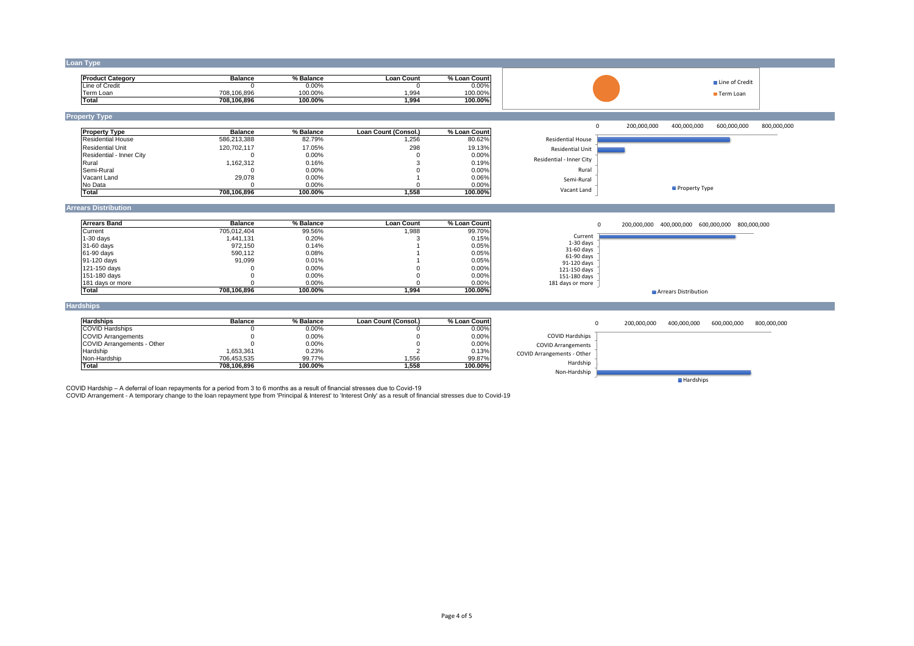## Loan Type

| Product Category | Balance | % Balance | Loan Count | % Loan Count |
|---|---|---|---|---|
| Line of Credit | 0 | 0.00% | 0 | 0.00% |
| Term Loan | 708,106,896 | 100.00% | 1,994 | 100.00% |
| **Total** | **708,106,896** | **100.00%** | **1,994** | **100.00%** |

## Property Type

| Property Type | Balance | % Balance | Loan Count (Consol.) | % Loan Count |
|---|---|---|---|---|
| Residential House | 586,213,388 | 82.79% | 1,256 | 80.62% |
| Residential Unit | 120,702,117 | 17.05% | 298 | 19.13% |
| Residential - Inner City | 0 | 0.00% | 0 | 0.00% |
| Rural | 1,162,312 | 0.16% | 3 | 0.19% |
| Semi-Rural | 0 | 0.00% | 0 | 0.00% |
| Vacant Land | 29,078 | 0.00% | 1 | 0.06% |
| No Data | 0 | 0.00% | 0 | 0.00% |
| **Total** | **708,106,896** | **100.00%** | **1,558** | **100.00%** |

## Arrears Distribution

| Arrears Band | Balance | % Balance | Loan Count | % Loan Count |
|---|---|---|---|---|
| Current | 705,012,404 | 99.56% | 1,988 | 99.70% |
| 1-30 days | 1,441,131 | 0.20% | 3 | 0.15% |
| 31-60 days | 972,150 | 0.14% | 1 | 0.05% |
| 61-90 days | 590,112 | 0.08% | 1 | 0.05% |
| 91-120 days | 91,099 | 0.01% | 1 | 0.05% |
| 121-150 days | 0 | 0.00% | 0 | 0.00% |
| 151-180 days | 0 | 0.00% | 0 | 0.00% |
| 181 days or more | 0 | 0.00% | 0 | 0.00% |
| **Total** | **708,106,896** | **100.00%** | **1,994** | **100.00%** |

## Hardships

| Hardships | Balance | % Balance | Loan Count (Consol.) | % Loan Count |
|---|---|---|---|---|
| COVID Hardships | 0 | 0.00% | 0 | 0.00% |
| COVID Arrangements | 0 | 0.00% | 0 | 0.00% |
| COVID Arrangements - Other | 0 | 0.00% | 0 | 0.00% |
| Hardship | 1,653,361 | 0.23% | 2 | 0.13% |
| Non-Hardship | 706,453,535 | 99.77% | 1,556 | 99.87% |
| **Total** | **708,106,896** | **100.00%** | **1,558** | **100.00%** |

COVID Hardship – A deferral of loan repayments for a period from 3 to 6 months as a result of financial stresses due to Covid-19

COVID Arrangement - A temporary change to the loan repayment type from 'Principal & Interest' to 'Interest Only' as a result of financial stresses due to Covid-19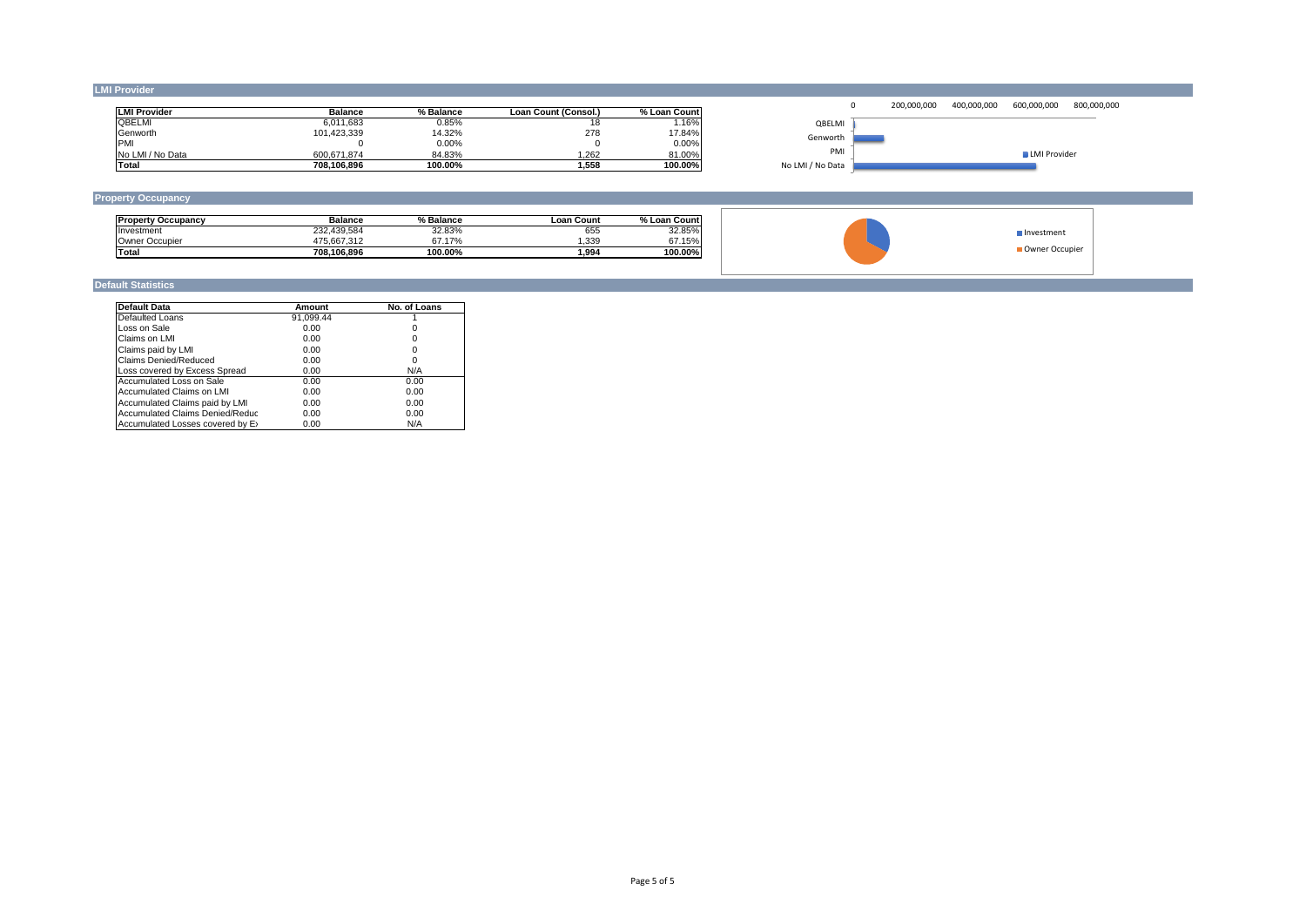## LMI Provider

| LMI Provider | Balance | % Balance | Loan Count (Consol.) | % Loan Count |
|---|---|---|---|---|
| QBELMI | 6,011,683 | 0.85% | 18 | 1.16% |
| Genworth | 101,423,339 | 14.32% | 278 | 17.84% |
| PMI | 0 | 0.00% | 0 | 0.00% |
| No LMI / No Data | 600,671,874 | 84.83% | 1,262 | 81.00% |
| **Total** | **708,106,896** | **100.00%** | **1,558** | **100.00%** |

0
200,000,000
400,000,000
600,000,000
800,000,000
QBELMI
Genworth
PMI
No LMI / No Data
LMI Provider

## Property Occupancy

| Property Occupancy | Balance | % Balance | Loan Count | % Loan Count |
|---|---|---|---|---|
| Investment | 232,439,584 | 32.83% | 655 | 32.85% |
| Owner Occupier | 475,667,312 | 67.17% | 1,339 | 67.15% |
| **Total** | **708,106,896** | **100.00%** | **1,994** | **100.00%** |

Investment
Owner Occupier

## Default Statistics

| Default Data | Amount | No. of Loans |
|---|---|---|
| Defaulted Loans | 91,099.44 | 1 |
| Loss on Sale | 0.00 | 0 |
| Claims on LMI | 0.00 | 0 |
| Claims paid by LMI | 0.00 | 0 |
| Claims Denied/Reduced | 0.00 | 0 |
| Loss covered by Excess Spread | 0.00 | N/A |
| Accumulated Loss on Sale | 0.00 | 0.00 |
| Accumulated Claims on LMI | 0.00 | 0.00 |
| Accumulated Claims paid by LMI | 0.00 | 0.00 |
| Accumulated Claims Denied/Reduc | 0.00 | 0.00 |
| Accumulated Losses covered by Ex | 0.00 | N/A |